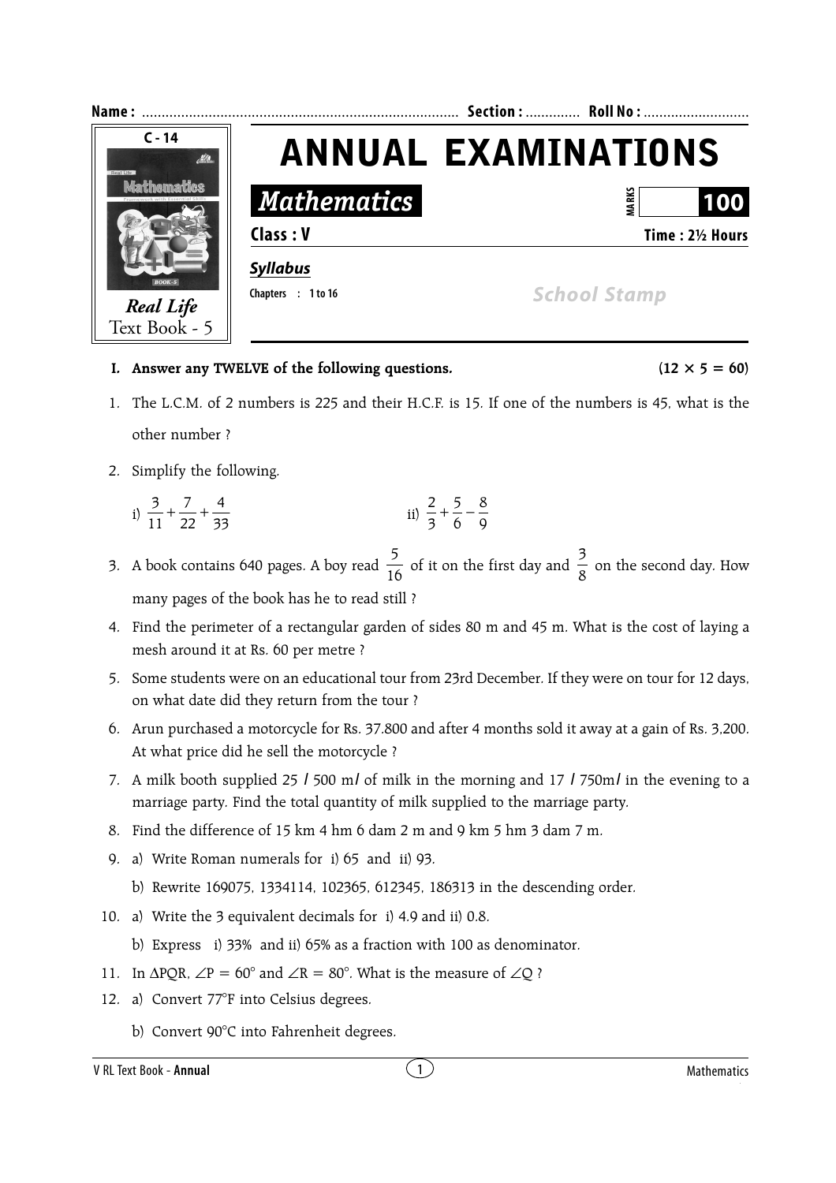Name : ................................................................................ Section : ............. Roll No : ..........................

C - 14

*Real Life*
Text Book - 5

# ANNUAL EXAMINATIONS

## *Mathematics*

MARKS **100**

**Class : V** **Time : 2½ Hours**

***Syllabus***

**Chapters : 1 to 16**

School Stamp

**I. Answer any TWELVE of the following questions.** **(12 × 5 = 60)**

1. The L.C.M. of 2 numbers is 225 and their H.C.F. is 15. If one of the numbers is 45, what is the other number ?

2. Simplify the following.

   i) $\frac{3}{11}+\frac{7}{22}+\frac{4}{33}$ ii) $\frac{2}{3}+\frac{5}{6}-\frac{8}{9}$

3. A book contains 640 pages. A boy read $\frac{5}{16}$ of it on the first day and $\frac{3}{8}$ on the second day. How many pages of the book has he to read still ?

4. Find the perimeter of a rectangular garden of sides 80 m and 45 m. What is the cost of laying a mesh around it at Rs. 60 per metre ?

5. Some students were on an educational tour from 23rd December. If they were on tour for 12 days, on what date did they return from the tour ?

6. Arun purchased a motorcycle for Rs. 37.800 and after 4 months sold it away at a gain of Rs. 3,200. At what price did he sell the motorcycle ?

7. A milk booth supplied 25 *l* 500 m*l* of milk in the morning and 17 *l* 750m*l* in the evening to a marriage party. Find the total quantity of milk supplied to the marriage party.

8. Find the difference of 15 km 4 hm 6 dam 2 m and 9 km 5 hm 3 dam 7 m.

9. a) Write Roman numerals for i) 65 and ii) 93.

   b) Rewrite 169075, 1334114, 102365, 612345, 186313 in the descending order.

10. a) Write the 3 equivalent decimals for i) 4.9 and ii) 0.8.

    b) Express i) 33% and ii) 65% as a fraction with 100 as denominator.

11. In $\Delta PQR$, $\angle P = 60°$ and $\angle R = 80°$. What is the measure of $\angle Q$ ?

12. a) Convert 77°F into Celsius degrees.

    b) Convert 90°C into Fahrenheit degrees.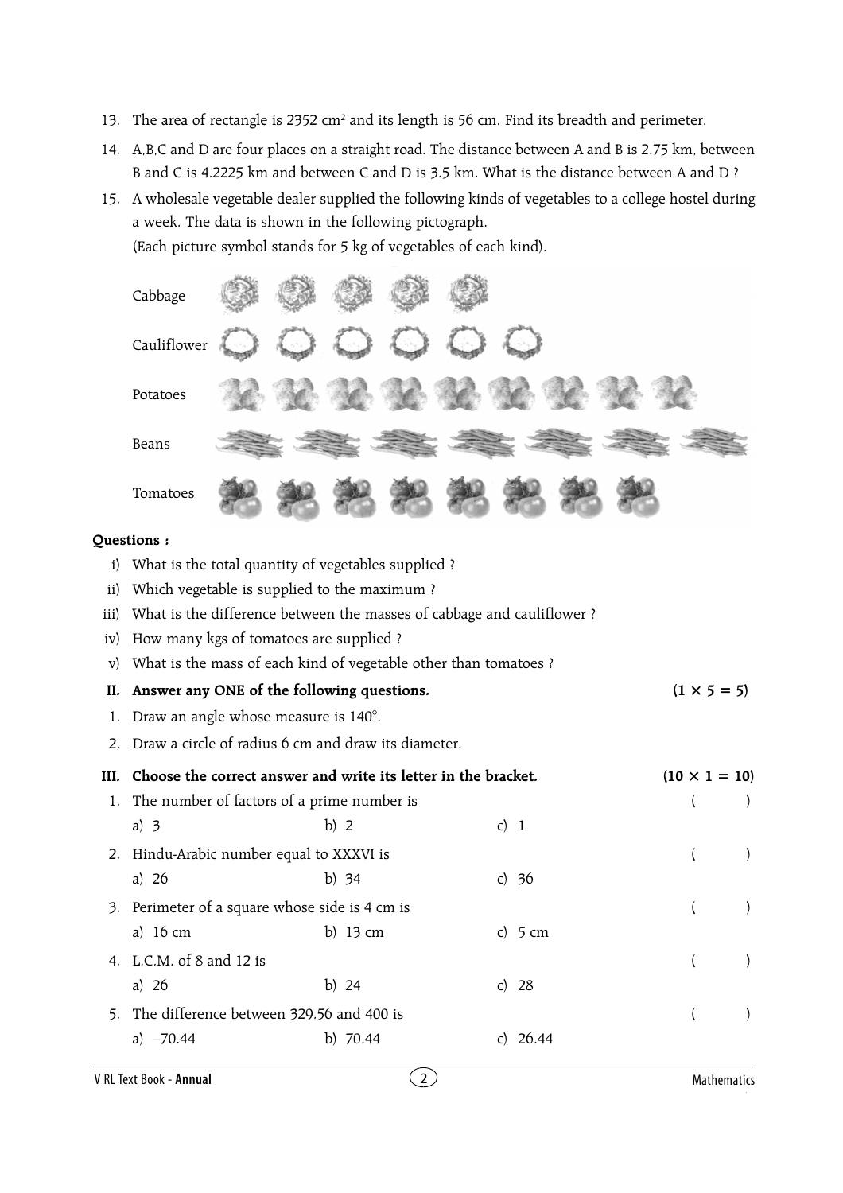13. The area of rectangle is 2352 $cm^2$ and its length is 56 cm. Find its breadth and perimeter.

14. A,B,C and D are four places on a straight road. The distance between A and B is 2.75 km, between B and C is 4.2225 km and between C and D is 3.5 km. What is the distance between A and D ?

15. A wholesale vegetable dealer supplied the following kinds of vegetables to a college hostel during a week. The data is shown in the following pictograph.
(Each picture symbol stands for 5 kg of vegetables of each kind).

Cabbage

Cauliflower

Potatoes

Beans

Tomatoes

**Questions :**

i) What is the total quantity of vegetables supplied ?

ii) Which vegetable is supplied to the maximum ?

iii) What is the difference between the masses of cabbage and cauliflower ?

iv) How many kgs of tomatoes are supplied ?

v) What is the mass of each kind of vegetable other than tomatoes ?

**II. Answer any ONE of the following questions.** **(1 × 5 = 5)**

1. Draw an angle whose measure is 140°.

2. Draw a circle of radius 6 cm and draw its diameter.

**III. Choose the correct answer and write its letter in the bracket.** **(10 × 1 = 10)**

1. The number of factors of a prime number is ( )
   a) 3 b) 2 c) 1

2. Hindu-Arabic number equal to XXXVI is ( )
   a) 26 b) 34 c) 36

3. Perimeter of a square whose side is 4 cm is ( )
   a) 16 cm b) 13 cm c) 5 cm

4. L.C.M. of 8 and 12 is ( )
   a) 26 b) 24 c) 28

5. The difference between 329.56 and 400 is ( )
   a) –70.44 b) 70.44 c) 26.44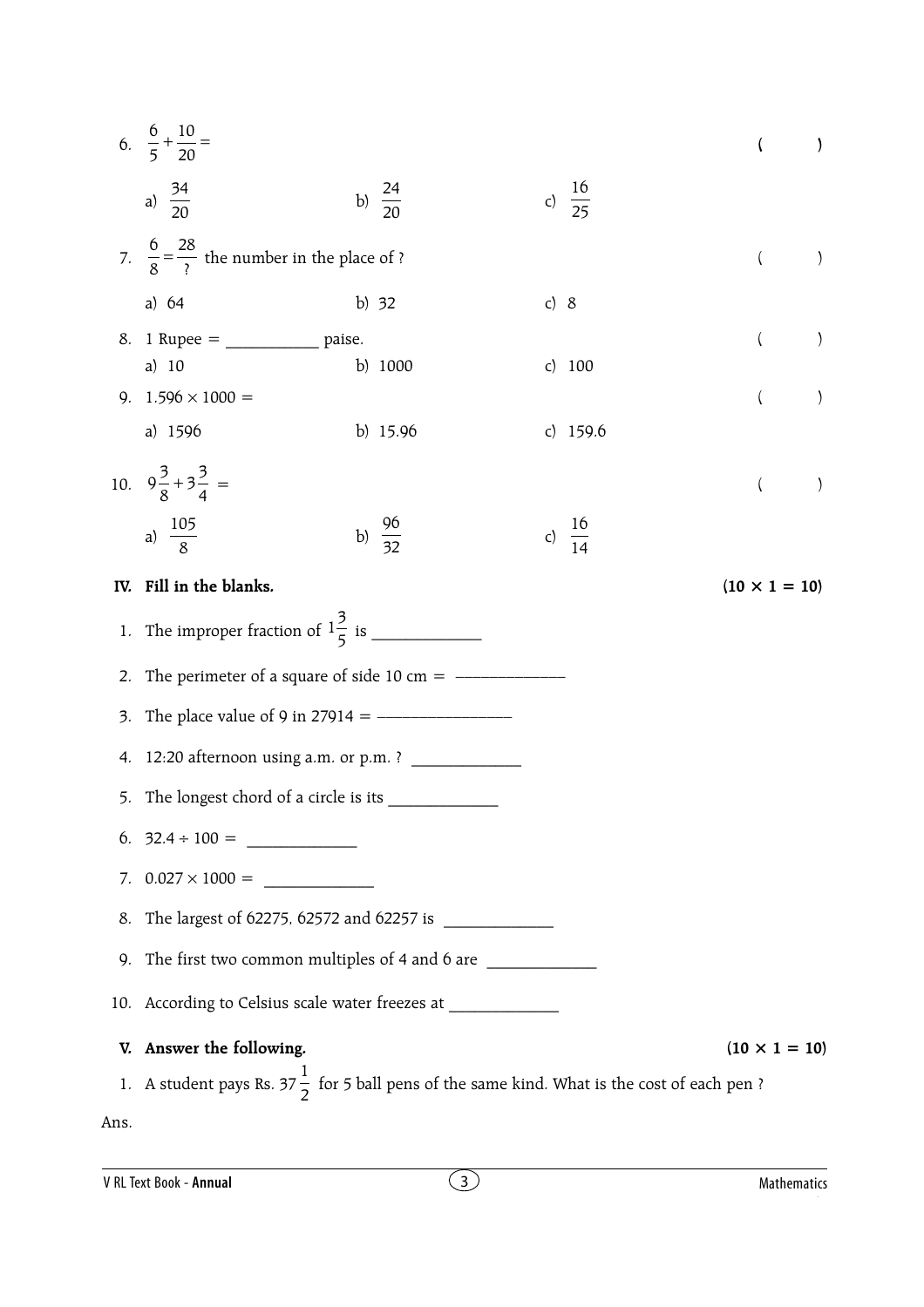6. $\frac{6}{5} + \frac{10}{20} =$ ( )

a) $\frac{34}{20}$ b) $\frac{24}{20}$ c) $\frac{16}{25}$

7. $\frac{6}{8} = \frac{28}{?}$ the number in the place of ? ( )

a) 64 b) 32 c) 8

8. 1 Rupee = ___________ paise. ( )

a) 10 b) 1000 c) 100

9. $1.596 \times 1000 =$ ( )

a) 1596 b) 15.96 c) 159.6

10. $9\frac{3}{8} + 3\frac{3}{4} =$ ( )

a) $\frac{105}{8}$ b) $\frac{96}{32}$ c) $\frac{16}{14}$

**IV. Fill in the blanks.** **(10 × 1 = 10)**

1. The improper fraction of $1\frac{3}{5}$ is _____________
2. The perimeter of a square of side 10 cm = _____________
3. The place value of 9 in 27914 = _______________
4. 12:20 afternoon using a.m. or p.m. ? _____________
5. The longest chord of a circle is its _____________
6. $32.4 \div 100 =$ _____________
7. $0.027 \times 1000 =$ _____________
8. The largest of 62275, 62572 and 62257 is _____________
9. The first two common multiples of 4 and 6 are _____________
10. According to Celsius scale water freezes at _____________

**V. Answer the following.** **(10 × 1 = 10)**

1. A student pays Rs. $37\frac{1}{2}$ for 5 ball pens of the same kind. What is the cost of each pen ?

Ans.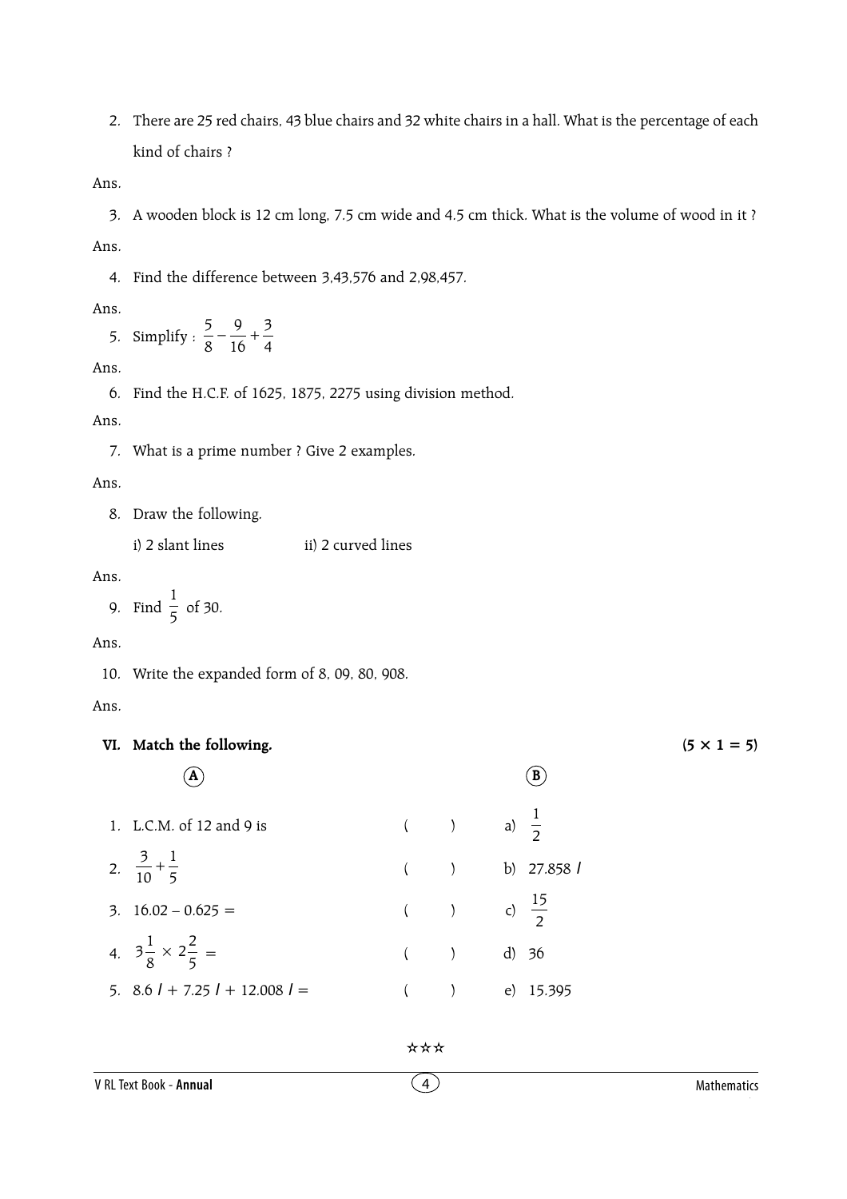2. There are 25 red chairs, 43 blue chairs and 32 white chairs in a hall. What is the percentage of each kind of chairs ?

Ans.

3. A wooden block is 12 cm long, 7.5 cm wide and 4.5 cm thick. What is the volume of wood in it ?

Ans.

4. Find the difference between 3,43,576 and 2,98,457.

Ans.

5. Simplify : $\frac{5}{8} - \frac{9}{16} + \frac{3}{4}$

Ans.

6. Find the H.C.F. of 1625, 1875, 2275 using division method.

Ans.

7. What is a prime number ? Give 2 examples.

Ans.

8. Draw the following.

   i) 2 slant lines  ii) 2 curved lines

Ans.

9. Find $\frac{1}{5}$ of 30.

Ans.

10. Write the expanded form of 8, 09, 80, 908.

Ans.

## VI. Match the following. (5 × 1 = 5)

| A | | B |
|---|---|---|
| 1. L.C.M. of 12 and 9 is | ( ) | a) $\frac{1}{2}$ |
| 2. $\frac{3}{10} + \frac{1}{5}$ | ( ) | b) 27.858 $l$ |
| 3. 16.02 – 0.625 = | ( ) | c) $\frac{15}{2}$ |
| 4. $3\frac{1}{8} \times 2\frac{2}{5}$ = | ( ) | d) 36 |
| 5. 8.6 $l$ + 7.25 $l$ + 12.008 $l$ = | ( ) | e) 15.395 |

☆☆☆